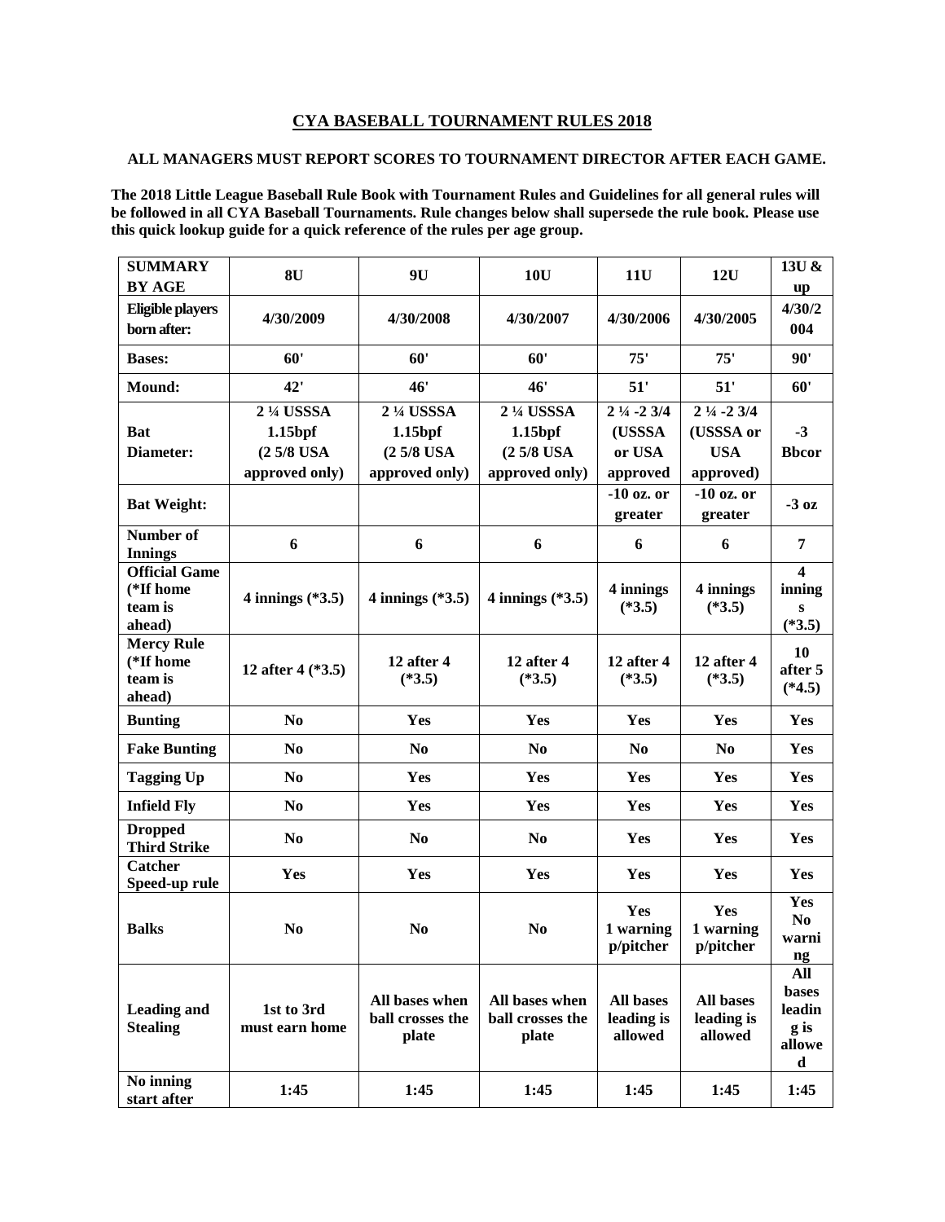# CYA BASEBALL TOURNAMENT RULES 2018

**ALL MANAGERS MUST REPORT SCORES TO TOURNAMENT DIRECTOR AFTER EACH GAME.**

**The 2018 Little League Baseball Rule Book with Tournament Rules and Guidelines for all general rules will be followed in all CYA Baseball Tournaments. Rule changes below shall supersede the rule book. Please use this quick lookup guide for a quick reference of the rules per age group.**

| SUMMARY BY AGE | 8U | 9U | 10U | 11U | 12U | 13U & up |
|---|---|---|---|---|---|---|
| Eligible players born after: | 4/30/2009 | 4/30/2008 | 4/30/2007 | 4/30/2006 | 4/30/2005 | 4/30/2004 |
| Bases: | 60' | 60' | 60' | 75' | 75' | 90' |
| Mound: | 42' | 46' | 46' | 51' | 51' | 60' |
| Bat Diameter: | 2 ¼ USSSA 1.15bpf (2 5/8 USA approved only) | 2 ¼ USSSA 1.15bpf (2 5/8 USA approved only) | 2 ¼ USSSA 1.15bpf (2 5/8 USA approved only) | 2 ¼ -2 3/4 (USSSA or USA approved | 2 ¼ -2 3/4 (USSSA or USA approved) | -3 Bbcor |
| Bat Weight: | | | | -10 oz. or greater | -10 oz. or greater | -3 oz |
| Number of Innings | 6 | 6 | 6 | 6 | 6 | 7 |
| Official Game (*If home team is ahead) | 4 innings (*3.5) | 4 innings (*3.5) | 4 innings (*3.5) | 4 innings (*3.5) | 4 innings (*3.5) | 4 innings (*3.5) |
| Mercy Rule (*If home team is ahead) | 12 after 4 (*3.5) | 12 after 4 (*3.5) | 12 after 4 (*3.5) | 12 after 4 (*3.5) | 12 after 4 (*3.5) | 10 after 5 (*4.5) |
| Bunting | No | Yes | Yes | Yes | Yes | Yes |
| Fake Bunting | No | No | No | No | No | Yes |
| Tagging Up | No | Yes | Yes | Yes | Yes | Yes |
| Infield Fly | No | Yes | Yes | Yes | Yes | Yes |
| Dropped Third Strike | No | No | No | Yes | Yes | Yes |
| Catcher Speed-up rule | Yes | Yes | Yes | Yes | Yes | Yes |
| Balks | No | No | No | Yes 1 warning p/pitcher | Yes 1 warning p/pitcher | Yes No warning |
| Leading and Stealing | 1st to 3rd must earn home | All bases when ball crosses the plate | All bases when ball crosses the plate | All bases leading is allowed | All bases leading is allowed | All bases leading is allowed |
| No inning start after | 1:45 | 1:45 | 1:45 | 1:45 | 1:45 | 1:45 |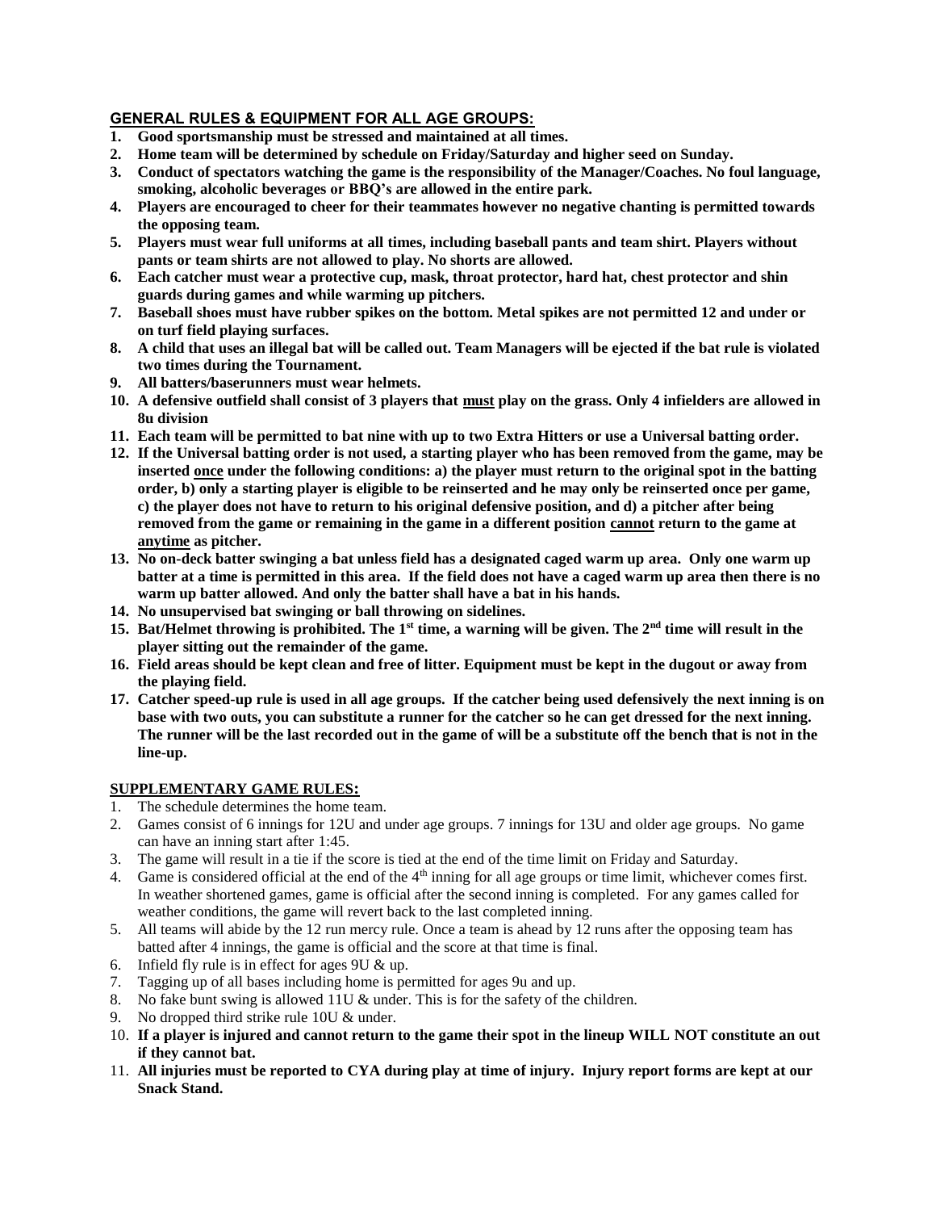## GENERAL RULES & EQUIPMENT FOR ALL AGE GROUPS:

1. **Good sportsmanship must be stressed and maintained at all times.**
2. **Home team will be determined by schedule on Friday/Saturday and higher seed on Sunday.**
3. **Conduct of spectators watching the game is the responsibility of the Manager/Coaches. No foul language, smoking, alcoholic beverages or BBQ's are allowed in the entire park.**
4. **Players are encouraged to cheer for their teammates however no negative chanting is permitted towards the opposing team.**
5. **Players must wear full uniforms at all times, including baseball pants and team shirt. Players without pants or team shirts are not allowed to play. No shorts are allowed.**
6. **Each catcher must wear a protective cup, mask, throat protector, hard hat, chest protector and shin guards during games and while warming up pitchers.**
7. **Baseball shoes must have rubber spikes on the bottom. Metal spikes are not permitted 12 and under or on turf field playing surfaces.**
8. **A child that uses an illegal bat will be called out. Team Managers will be ejected if the bat rule is violated two times during the Tournament.**
9. **All batters/baserunners must wear helmets.**
10. **A defensive outfield shall consist of 3 players that <u>must</u> play on the grass. Only 4 infielders are allowed in 8u division**
11. **Each team will be permitted to bat nine with up to two Extra Hitters or use a Universal batting order.**
12. **If the Universal batting order is not used, a starting player who has been removed from the game, may be inserted <u>once</u> under the following conditions: a) the player must return to the original spot in the batting order, b) only a starting player is eligible to be reinserted and he may only be reinserted once per game, c) the player does not have to return to his original defensive position, and d) a pitcher after being removed from the game or remaining in the game in a different position <u>cannot</u> return to the game at <u>anytime</u> as pitcher.**
13. **No on-deck batter swinging a bat unless field has a designated caged warm up area. Only one warm up batter at a time is permitted in this area. If the field does not have a caged warm up area then there is no warm up batter allowed. And only the batter shall have a bat in his hands.**
14. **No unsupervised bat swinging or ball throwing on sidelines.**
15. **Bat/Helmet throwing is prohibited. The 1st time, a warning will be given. The 2nd time will result in the player sitting out the remainder of the game.**
16. **Field areas should be kept clean and free of litter. Equipment must be kept in the dugout or away from the playing field.**
17. **Catcher speed-up rule is used in all age groups. If the catcher being used defensively the next inning is on base with two outs, you can substitute a runner for the catcher so he can get dressed for the next inning. The runner will be the last recorded out in the game of will be a substitute off the bench that is not in the line-up.**

## SUPPLEMENTARY GAME RULES:

1. The schedule determines the home team.
2. Games consist of 6 innings for 12U and under age groups. 7 innings for 13U and older age groups. No game can have an inning start after 1:45.
3. The game will result in a tie if the score is tied at the end of the time limit on Friday and Saturday.
4. Game is considered official at the end of the 4th inning for all age groups or time limit, whichever comes first. In weather shortened games, game is official after the second inning is completed. For any games called for weather conditions, the game will revert back to the last completed inning.
5. All teams will abide by the 12 run mercy rule. Once a team is ahead by 12 runs after the opposing team has batted after 4 innings, the game is official and the score at that time is final.
6. Infield fly rule is in effect for ages 9U & up.
7. Tagging up of all bases including home is permitted for ages 9u and up.
8. No fake bunt swing is allowed 11U & under. This is for the safety of the children.
9. No dropped third strike rule 10U & under.
10. **If a player is injured and cannot return to the game their spot in the lineup WILL NOT constitute an out if they cannot bat.**
11. **All injuries must be reported to CYA during play at time of injury. Injury report forms are kept at our Snack Stand.**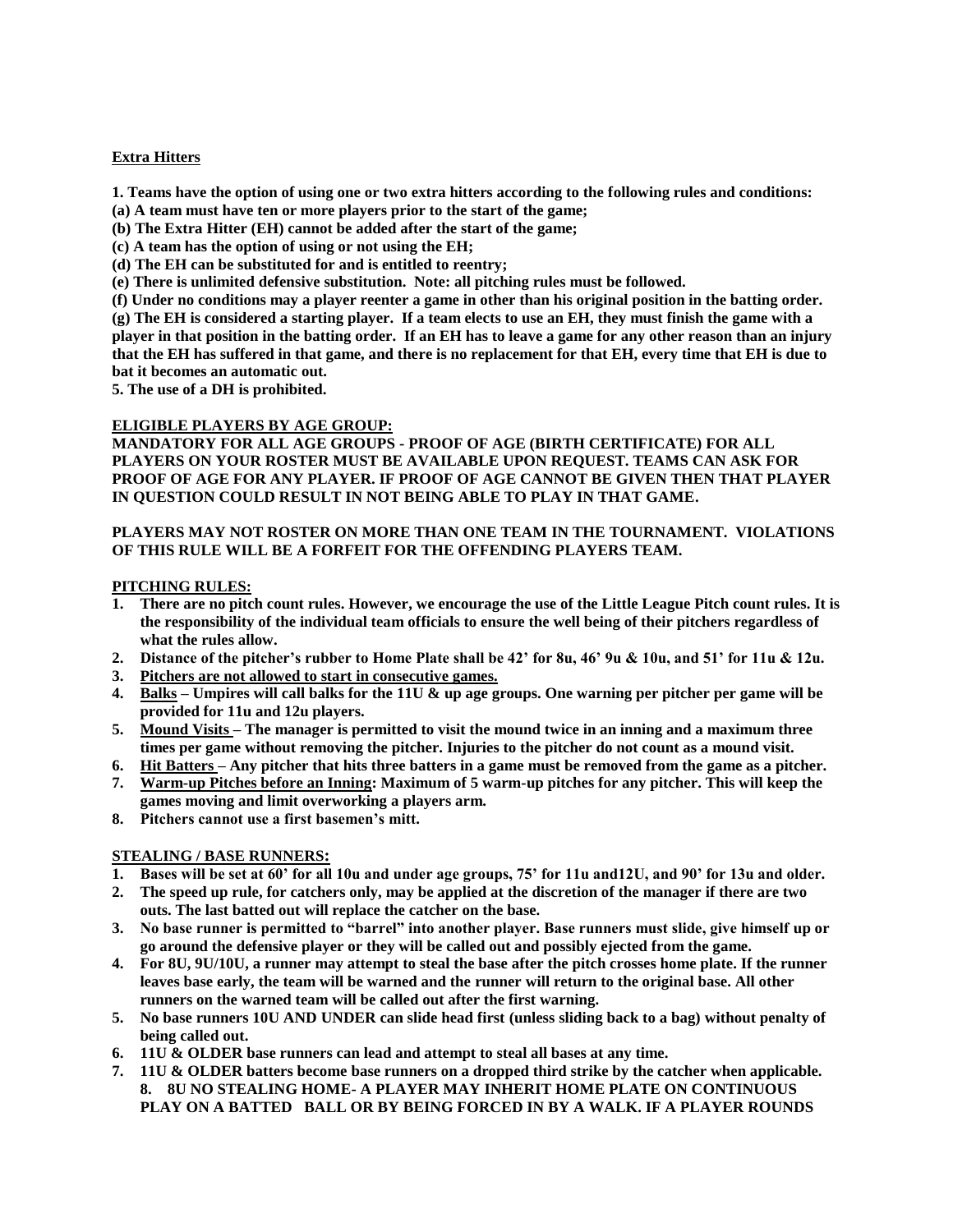**Extra Hitters**

**1. Teams have the option of using one or two extra hitters according to the following rules and conditions:**
**(a) A team must have ten or more players prior to the start of the game;**
**(b) The Extra Hitter (EH) cannot be added after the start of the game;**
**(c) A team has the option of using or not using the EH;**
**(d) The EH can be substituted for and is entitled to reentry;**
**(e) There is unlimited defensive substitution. Note: all pitching rules must be followed.**
**(f) Under no conditions may a player reenter a game in other than his original position in the batting order.**
**(g) The EH is considered a starting player. If a team elects to use an EH, they must finish the game with a player in that position in the batting order. If an EH has to leave a game for any other reason than an injury that the EH has suffered in that game, and there is no replacement for that EH, every time that EH is due to bat it becomes an automatic out.**
**5. The use of a DH is prohibited.**

**ELIGIBLE PLAYERS BY AGE GROUP:**
**MANDATORY FOR ALL AGE GROUPS - PROOF OF AGE (BIRTH CERTIFICATE) FOR ALL PLAYERS ON YOUR ROSTER MUST BE AVAILABLE UPON REQUEST. TEAMS CAN ASK FOR PROOF OF AGE FOR ANY PLAYER. IF PROOF OF AGE CANNOT BE GIVEN THEN THAT PLAYER IN QUESTION COULD RESULT IN NOT BEING ABLE TO PLAY IN THAT GAME.**

**PLAYERS MAY NOT ROSTER ON MORE THAN ONE TEAM IN THE TOURNAMENT. VIOLATIONS OF THIS RULE WILL BE A FORFEIT FOR THE OFFENDING PLAYERS TEAM.**

**PITCHING RULES:**

1. **There are no pitch count rules. However, we encourage the use of the Little League Pitch count rules. It is the responsibility of the individual team officials to ensure the well being of their pitchers regardless of what the rules allow.**
2. **Distance of the pitcher's rubber to Home Plate shall be 42' for 8u, 46' 9u & 10u, and 51' for 11u & 12u.**
3. **Pitchers are not allowed to start in consecutive games.**
4. **Balks – Umpires will call balks for the 11U & up age groups. One warning per pitcher per game will be provided for 11u and 12u players.**
5. **Mound Visits – The manager is permitted to visit the mound twice in an inning and a maximum three times per game without removing the pitcher. Injuries to the pitcher do not count as a mound visit.**
6. **Hit Batters – Any pitcher that hits three batters in a game must be removed from the game as a pitcher.**
7. **Warm-up Pitches before an Inning: Maximum of 5 warm-up pitches for any pitcher. This will keep the games moving and limit overworking a players arm.**
8. **Pitchers cannot use a first basemen's mitt.**

**STEALING / BASE RUNNERS:**

1. **Bases will be set at 60' for all 10u and under age groups, 75' for 11u and12U, and 90' for 13u and older.**
2. **The speed up rule, for catchers only, may be applied at the discretion of the manager if there are two outs. The last batted out will replace the catcher on the base.**
3. **No base runner is permitted to "barrel" into another player. Base runners must slide, give himself up or go around the defensive player or they will be called out and possibly ejected from the game.**
4. **For 8U, 9U/10U, a runner may attempt to steal the base after the pitch crosses home plate. If the runner leaves base early, the team will be warned and the runner will return to the original base. All other runners on the warned team will be called out after the first warning.**
5. **No base runners 10U AND UNDER can slide head first (unless sliding back to a bag) without penalty of being called out.**
6. **11U & OLDER base runners can lead and attempt to steal all bases at any time.**
7. **11U & OLDER batters become base runners on a dropped third strike by the catcher when applicable.**
8. **8U NO STEALING HOME- A PLAYER MAY INHERIT HOME PLATE ON CONTINUOUS PLAY ON A BATTED BALL OR BY BEING FORCED IN BY A WALK. IF A PLAYER ROUNDS**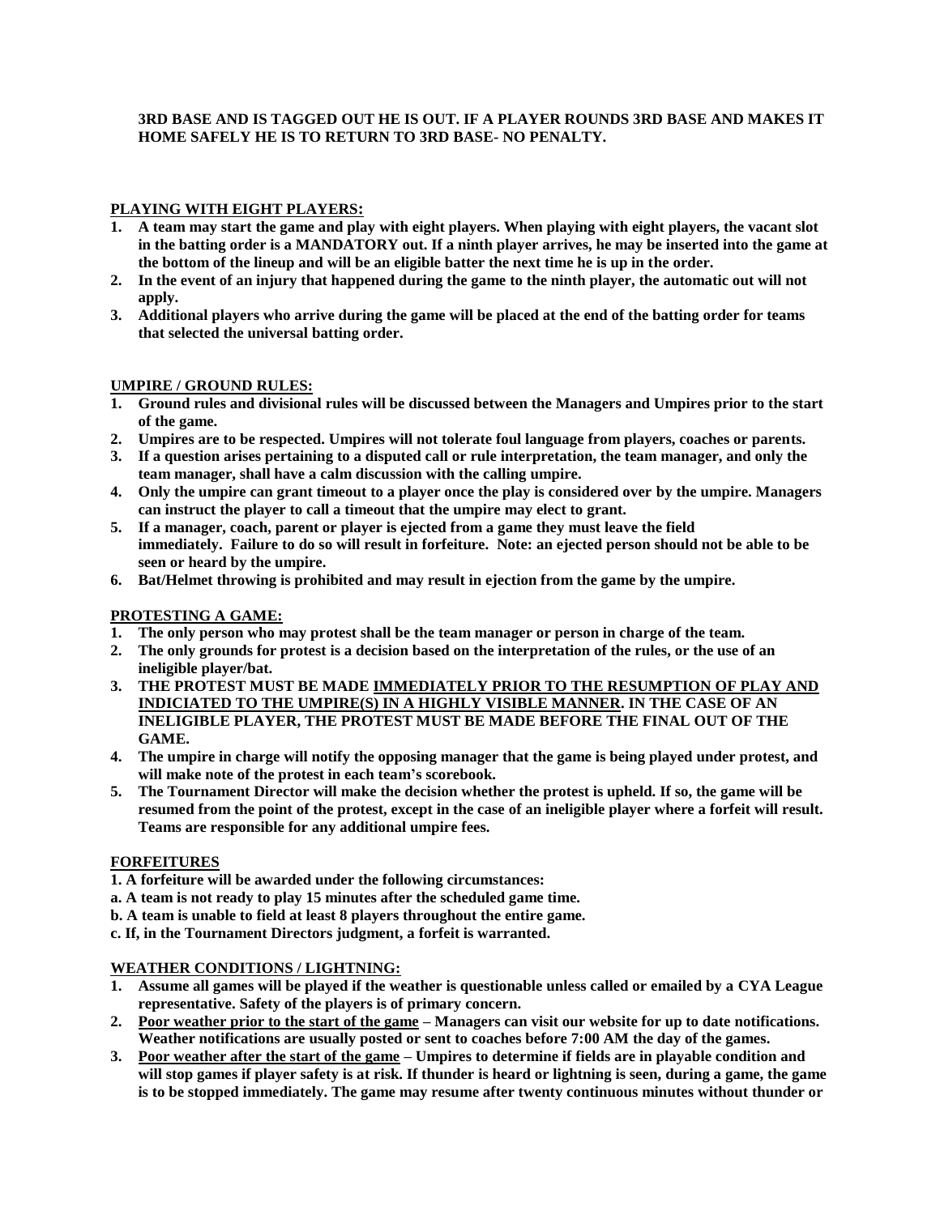**3RD BASE AND IS TAGGED OUT HE IS OUT. IF A PLAYER ROUNDS 3RD BASE AND MAKES IT HOME SAFELY HE IS TO RETURN TO 3RD BASE- NO PENALTY.**

**PLAYING WITH EIGHT PLAYERS:**

1. **A team may start the game and play with eight players. When playing with eight players, the vacant slot in the batting order is a MANDATORY out. If a ninth player arrives, he may be inserted into the game at the bottom of the lineup and will be an eligible batter the next time he is up in the order.**
2. **In the event of an injury that happened during the game to the ninth player, the automatic out will not apply.**
3. **Additional players who arrive during the game will be placed at the end of the batting order for teams that selected the universal batting order.**

**UMPIRE / GROUND RULES:**

1. **Ground rules and divisional rules will be discussed between the Managers and Umpires prior to the start of the game.**
2. **Umpires are to be respected. Umpires will not tolerate foul language from players, coaches or parents.**
3. **If a question arises pertaining to a disputed call or rule interpretation, the team manager, and only the team manager, shall have a calm discussion with the calling umpire.**
4. **Only the umpire can grant timeout to a player once the play is considered over by the umpire. Managers can instruct the player to call a timeout that the umpire may elect to grant.**
5. **If a manager, coach, parent or player is ejected from a game they must leave the field immediately. Failure to do so will result in forfeiture. Note: an ejected person should not be able to be seen or heard by the umpire.**
6. **Bat/Helmet throwing is prohibited and may result in ejection from the game by the umpire.**

**PROTESTING A GAME:**

1. **The only person who may protest shall be the team manager or person in charge of the team.**
2. **The only grounds for protest is a decision based on the interpretation of the rules, or the use of an ineligible player/bat.**
3. **THE PROTEST MUST BE MADE IMMEDIATELY PRIOR TO THE RESUMPTION OF PLAY AND INDICIATED TO THE UMPIRE(S) IN A HIGHLY VISIBLE MANNER. IN THE CASE OF AN INELIGIBLE PLAYER, THE PROTEST MUST BE MADE BEFORE THE FINAL OUT OF THE GAME.**
4. **The umpire in charge will notify the opposing manager that the game is being played under protest, and will make note of the protest in each team's scorebook.**
5. **The Tournament Director will make the decision whether the protest is upheld. If so, the game will be resumed from the point of the protest, except in the case of an ineligible player where a forfeit will result. Teams are responsible for any additional umpire fees.**

**FORFEITURES**

**1. A forfeiture will be awarded under the following circumstances:**

**a. A team is not ready to play 15 minutes after the scheduled game time.**

**b. A team is unable to field at least 8 players throughout the entire game.**

**c. If, in the Tournament Directors judgment, a forfeit is warranted.**

**WEATHER CONDITIONS / LIGHTNING:**

1. **Assume all games will be played if the weather is questionable unless called or emailed by a CYA League representative. Safety of the players is of primary concern.**
2. **Poor weather prior to the start of the game – Managers can visit our website for up to date notifications. Weather notifications are usually posted or sent to coaches before 7:00 AM the day of the games.**
3. **Poor weather after the start of the game – Umpires to determine if fields are in playable condition and will stop games if player safety is at risk. If thunder is heard or lightning is seen, during a game, the game is to be stopped immediately. The game may resume after twenty continuous minutes without thunder or**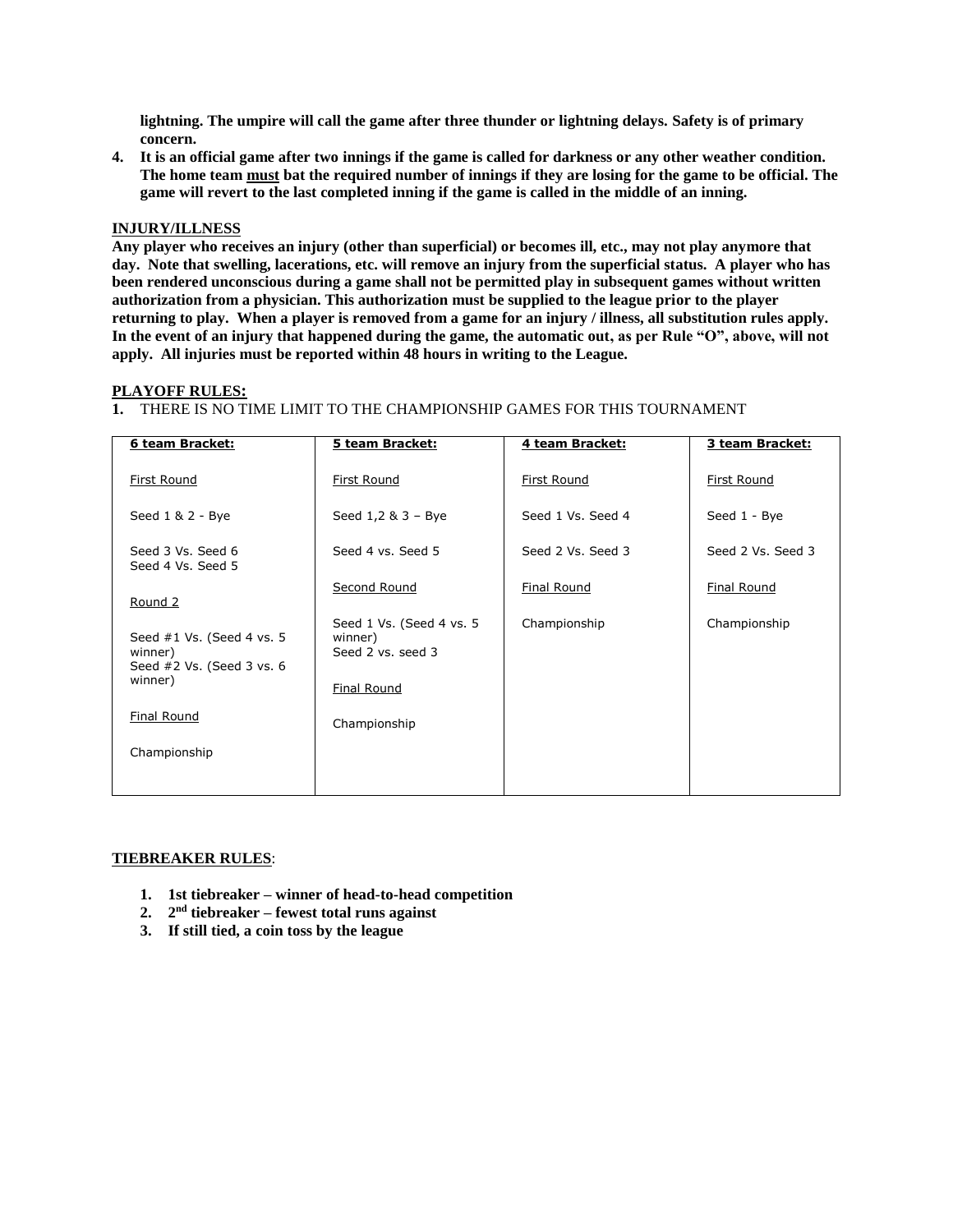**lightning. The umpire will call the game after three thunder or lightning delays. Safety is of primary concern.**

4. **It is an official game after two innings if the game is called for darkness or any other weather condition. The home team <u>must</u> bat the required number of innings if they are losing for the game to be official. The game will revert to the last completed inning if the game is called in the middle of an inning.**

**<u>INJURY/ILLNESS</u>**

**Any player who receives an injury (other than superficial) or becomes ill, etc., may not play anymore that day. Note that swelling, lacerations, etc. will remove an injury from the superficial status. A player who has been rendered unconscious during a game shall not be permitted play in subsequent games without written authorization from a physician. This authorization must be supplied to the league prior to the player returning to play. When a player is removed from a game for an injury / illness, all substitution rules apply. In the event of an injury that happened during the game, the automatic out, as per Rule "O", above, will not apply. All injuries must be reported within 48 hours in writing to the League.**

**<u>PLAYOFF RULES:</u>**

1. THERE IS NO TIME LIMIT TO THE CHAMPIONSHIP GAMES FOR THIS TOURNAMENT

| <u>6 team Bracket:</u> | <u>5 team Bracket:</u> | <u>4 team Bracket:</u> | <u>3 team Bracket:</u> |
|---|---|---|---|
| <u>First Round</u> | <u>First Round</u> | <u>First Round</u> | <u>First Round</u> |
| Seed 1 & 2 - Bye | Seed 1,2 & 3 – Bye | Seed 1 Vs. Seed 4 | Seed 1 - Bye |
| Seed 3 Vs. Seed 6<br>Seed 4 Vs. Seed 5 | Seed 4 vs. Seed 5 | Seed 2 Vs. Seed 3 | Seed 2 Vs. Seed 3 |
| <u>Round 2</u> | <u>Second Round</u> | <u>Final Round</u> | <u>Final Round</u> |
| Seed #1 Vs. (Seed 4 vs. 5 winner)<br>Seed #2 Vs. (Seed 3 vs. 6 winner) | Seed 1 Vs. (Seed 4 vs. 5 winner)<br>Seed 2 vs. seed 3 | Championship | Championship |
| <u>Final Round</u> | <u>Final Round</u> | | |
| Championship | Championship | | |

**<u>TIEBREAKER RULES</u>:**

1. **1st tiebreaker – winner of head-to-head competition**
2. **2nd tiebreaker – fewest total runs against**
3. **If still tied, a coin toss by the league**